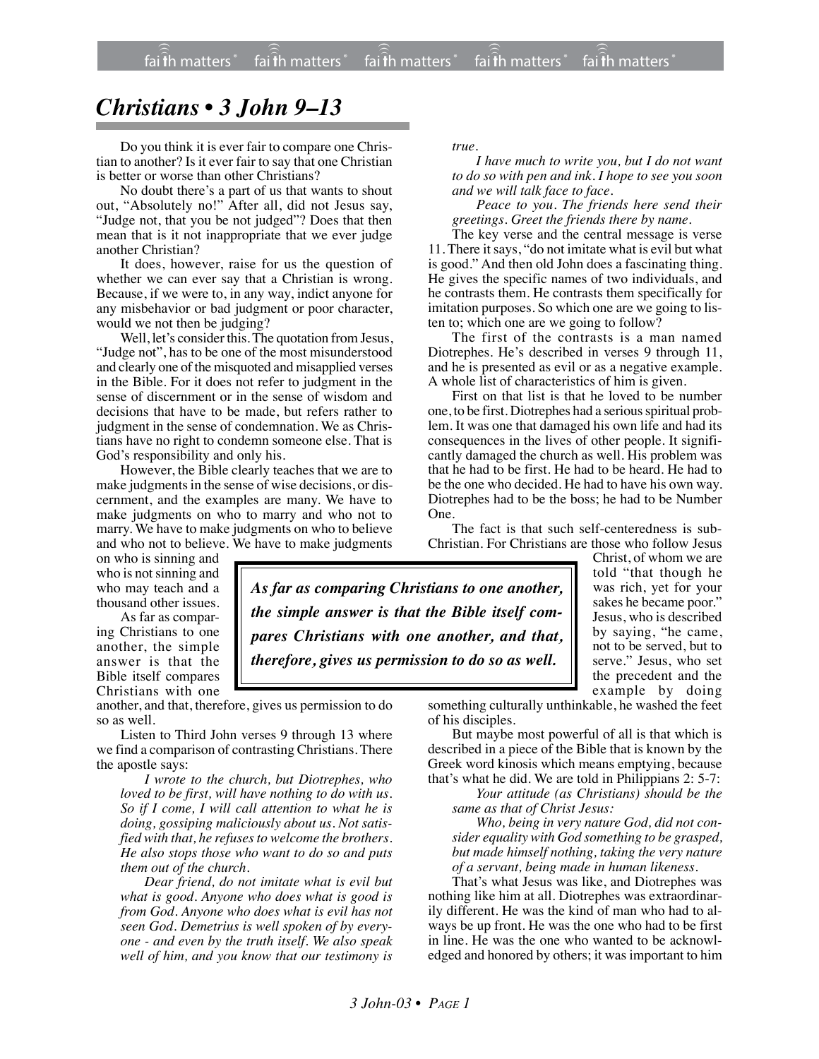# *Christians • 3 John 9–13*

Do you think it is ever fair to compare one Christian to another? Is it ever fair to say that one Christian is better or worse than other Christians?

No doubt there's a part of us that wants to shout out, "Absolutely no!" After all, did not Jesus say, "Judge not, that you be not judged"? Does that then mean that is it not inappropriate that we ever judge another Christian?

It does, however, raise for us the question of whether we can ever say that a Christian is wrong. Because, if we were to, in any way, indict anyone for any misbehavior or bad judgment or poor character, would we not then be judging?

Well, let's consider this. The quotation from Jesus, "Judge not", has to be one of the most misunderstood and clearly one of the misquoted and misapplied verses in the Bible. For it does not refer to judgment in the sense of discernment or in the sense of wisdom and decisions that have to be made, but refers rather to judgment in the sense of condemnation. We as Christians have no right to condemn someone else. That is God's responsibility and only his.

However, the Bible clearly teaches that we are to make judgments in the sense of wise decisions, or discernment, and the examples are many. We have to make judgments on who to marry and who not to marry. We have to make judgments on who to believe and who not to believe. We have to make judgments on who is sinning and who is not sinning and who may teach and a thousand other issues.

As far as comparing Christians to one another, the simple answer is that the Bible itself compares Christians with one another, and that, therefore, gives us permission to do so as well.

> ***As far as comparing Christians to one another, the simple answer is that the Bible itself compares Christians with one another, and that, therefore, gives us permission to do so as well.***

Listen to Third John verses 9 through 13 where we find a comparison of contrasting Christians. There the apostle says:

*I wrote to the church, but Diotrephes, who loved to be first, will have nothing to do with us. So if I come, I will call attention to what he is doing, gossiping maliciously about us. Not satisfied with that, he refuses to welcome the brothers. He also stops those who want to do so and puts them out of the church.*

*Dear friend, do not imitate what is evil but what is good. Anyone who does what is good is from God. Anyone who does what is evil has not seen God. Demetrius is well spoken of by everyone - and even by the truth itself. We also speak well of him, and you know that our testimony is true.*

*I have much to write you, but I do not want to do so with pen and ink. I hope to see you soon and we will talk face to face.*

*Peace to you. The friends here send their greetings. Greet the friends there by name.*

The key verse and the central message is verse 11. There it says, "do not imitate what is evil but what is good." And then old John does a fascinating thing. He gives the specific names of two individuals, and he contrasts them. He contrasts them specifically for imitation purposes. So which one are we going to listen to; which one are we going to follow?

The first of the contrasts is a man named Diotrephes. He's described in verses 9 through 11, and he is presented as evil or as a negative example. A whole list of characteristics of him is given.

First on that list is that he loved to be number one, to be first. Diotrephes had a serious spiritual problem. It was one that damaged his own life and had its consequences in the lives of other people. It significantly damaged the church as well. His problem was that he had to be first. He had to be heard. He had to be the one who decided. He had to have his own way. Diotrephes had to be the boss; he had to be Number One.

The fact is that such self-centeredness is sub-Christian. For Christians are those who follow Jesus Christ, of whom we are told "that though he was rich, yet for your sakes he became poor." Jesus, who is described by saying, "he came, not to be served, but to serve." Jesus, who set the precedent and the example by doing something culturally unthinkable, he washed the feet of his disciples.

But maybe most powerful of all is that which is described in a piece of the Bible that is known by the Greek word kinosis which means emptying, because that's what he did. We are told in Philippians 2: 5-7:

*Your attitude (as Christians) should be the same as that of Christ Jesus:*

*Who, being in very nature God, did not consider equality with God something to be grasped, but made himself nothing, taking the very nature of a servant, being made in human likeness.*

That's what Jesus was like, and Diotrephes was nothing like him at all. Diotrephes was extraordinarily different. He was the kind of man who had to always be up front. He was the one who had to be first in line. He was the one who wanted to be acknowledged and honored by others; it was important to him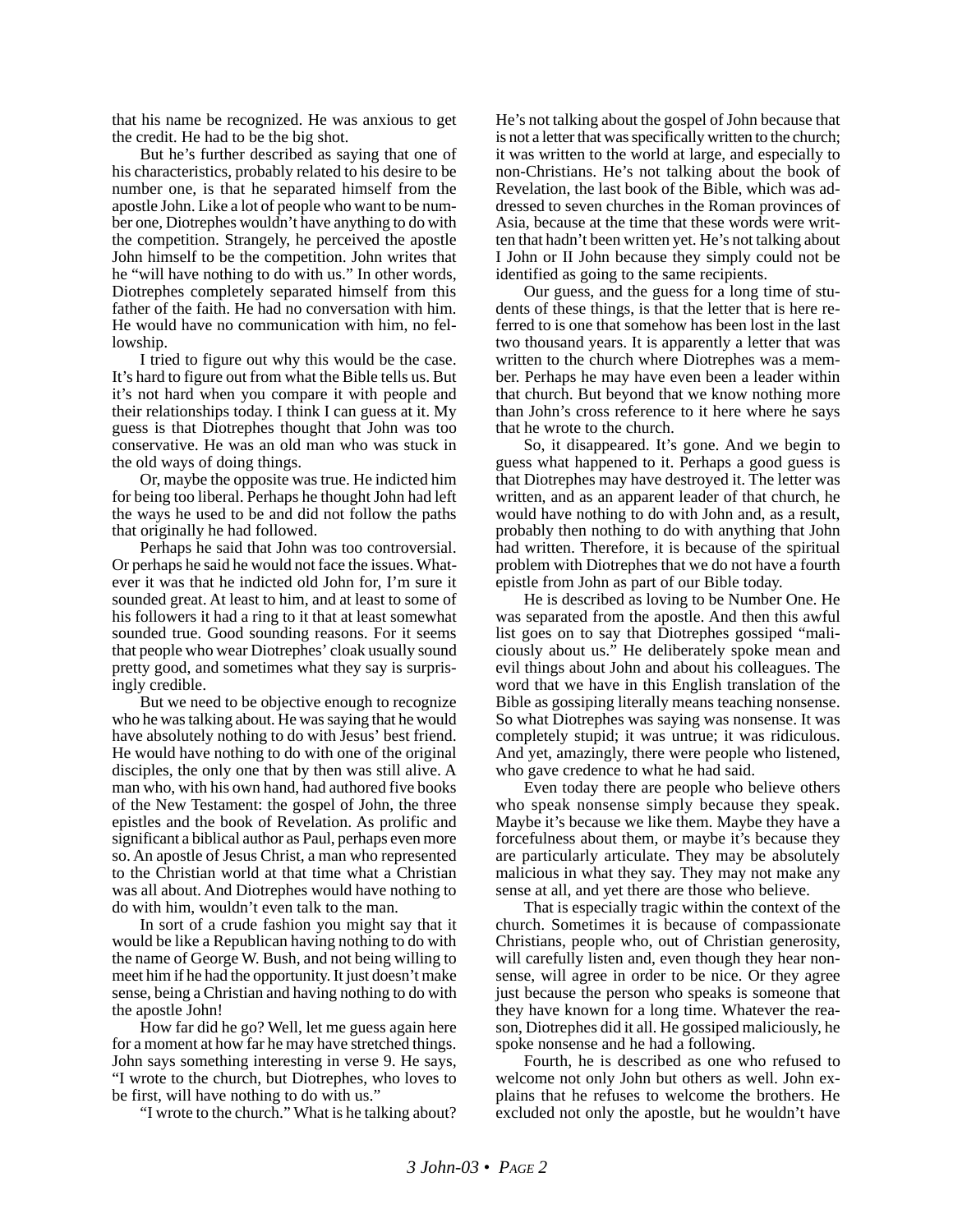that his name be recognized. He was anxious to get the credit. He had to be the big shot.

But he's further described as saying that one of his characteristics, probably related to his desire to be number one, is that he separated himself from the apostle John. Like a lot of people who want to be number one, Diotrephes wouldn't have anything to do with the competition. Strangely, he perceived the apostle John himself to be the competition. John writes that he "will have nothing to do with us." In other words, Diotrephes completely separated himself from this father of the faith. He had no conversation with him. He would have no communication with him, no fellowship.

I tried to figure out why this would be the case. It's hard to figure out from what the Bible tells us. But it's not hard when you compare it with people and their relationships today. I think I can guess at it. My guess is that Diotrephes thought that John was too conservative. He was an old man who was stuck in the old ways of doing things.

Or, maybe the opposite was true. He indicted him for being too liberal. Perhaps he thought John had left the ways he used to be and did not follow the paths that originally he had followed.

Perhaps he said that John was too controversial. Or perhaps he said he would not face the issues. Whatever it was that he indicted old John for, I'm sure it sounded great. At least to him, and at least to some of his followers it had a ring to it that at least somewhat sounded true. Good sounding reasons. For it seems that people who wear Diotrephes' cloak usually sound pretty good, and sometimes what they say is surprisingly credible.

But we need to be objective enough to recognize who he was talking about. He was saying that he would have absolutely nothing to do with Jesus' best friend. He would have nothing to do with one of the original disciples, the only one that by then was still alive. A man who, with his own hand, had authored five books of the New Testament: the gospel of John, the three epistles and the book of Revelation. As prolific and significant a biblical author as Paul, perhaps even more so. An apostle of Jesus Christ, a man who represented to the Christian world at that time what a Christian was all about. And Diotrephes would have nothing to do with him, wouldn't even talk to the man.

In sort of a crude fashion you might say that it would be like a Republican having nothing to do with the name of George W. Bush, and not being willing to meet him if he had the opportunity. It just doesn't make sense, being a Christian and having nothing to do with the apostle John!

How far did he go? Well, let me guess again here for a moment at how far he may have stretched things. John says something interesting in verse 9. He says, "I wrote to the church, but Diotrephes, who loves to be first, will have nothing to do with us."

"I wrote to the church." What is he talking about? He's not talking about the gospel of John because that is not a letter that was specifically written to the church; it was written to the world at large, and especially to non-Christians. He's not talking about the book of Revelation, the last book of the Bible, which was addressed to seven churches in the Roman provinces of Asia, because at the time that these words were written that hadn't been written yet. He's not talking about I John or II John because they simply could not be identified as going to the same recipients.

Our guess, and the guess for a long time of students of these things, is that the letter that is here referred to is one that somehow has been lost in the last two thousand years. It is apparently a letter that was written to the church where Diotrephes was a member. Perhaps he may have even been a leader within that church. But beyond that we know nothing more than John's cross reference to it here where he says that he wrote to the church.

So, it disappeared. It's gone. And we begin to guess what happened to it. Perhaps a good guess is that Diotrephes may have destroyed it. The letter was written, and as an apparent leader of that church, he would have nothing to do with John and, as a result, probably then nothing to do with anything that John had written. Therefore, it is because of the spiritual problem with Diotrephes that we do not have a fourth epistle from John as part of our Bible today.

He is described as loving to be Number One. He was separated from the apostle. And then this awful list goes on to say that Diotrephes gossiped "maliciously about us." He deliberately spoke mean and evil things about John and about his colleagues. The word that we have in this English translation of the Bible as gossiping literally means teaching nonsense. So what Diotrephes was saying was nonsense. It was completely stupid; it was untrue; it was ridiculous. And yet, amazingly, there were people who listened, who gave credence to what he had said.

Even today there are people who believe others who speak nonsense simply because they speak. Maybe it's because we like them. Maybe they have a forcefulness about them, or maybe it's because they are particularly articulate. They may be absolutely malicious in what they say. They may not make any sense at all, and yet there are those who believe.

That is especially tragic within the context of the church. Sometimes it is because of compassionate Christians, people who, out of Christian generosity, will carefully listen and, even though they hear nonsense, will agree in order to be nice. Or they agree just because the person who speaks is someone that they have known for a long time. Whatever the reason, Diotrephes did it all. He gossiped maliciously, he spoke nonsense and he had a following.

Fourth, he is described as one who refused to welcome not only John but others as well. John explains that he refuses to welcome the brothers. He excluded not only the apostle, but he wouldn't have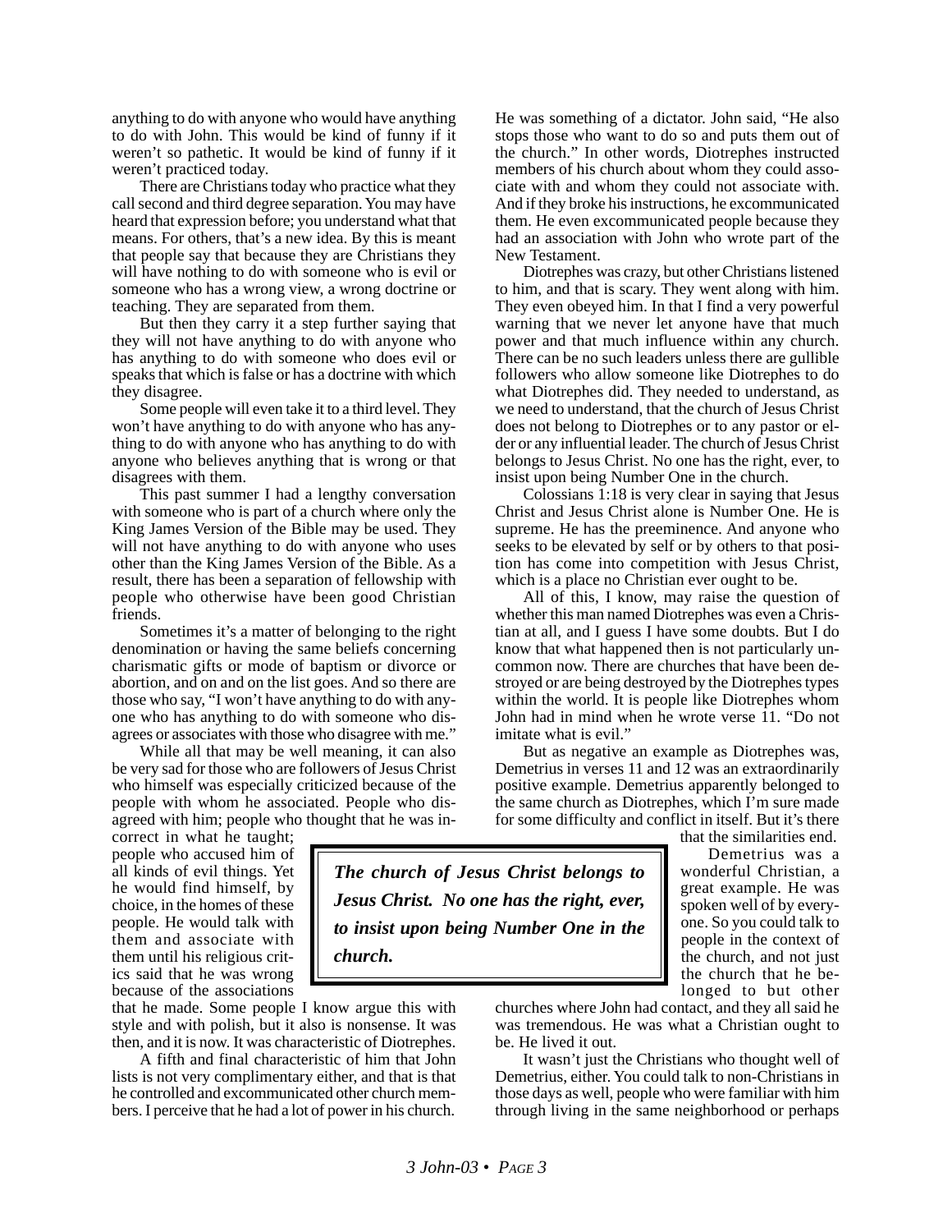anything to do with anyone who would have anything to do with John. This would be kind of funny if it weren't so pathetic. It would be kind of funny if it weren't practiced today.

There are Christians today who practice what they call second and third degree separation. You may have heard that expression before; you understand what that means. For others, that's a new idea. By this is meant that people say that because they are Christians they will have nothing to do with someone who is evil or someone who has a wrong view, a wrong doctrine or teaching. They are separated from them.

But then they carry it a step further saying that they will not have anything to do with anyone who has anything to do with someone who does evil or speaks that which is false or has a doctrine with which they disagree.

Some people will even take it to a third level. They won't have anything to do with anyone who has anything to do with anyone who has anything to do with anyone who believes anything that is wrong or that disagrees with them.

This past summer I had a lengthy conversation with someone who is part of a church where only the King James Version of the Bible may be used. They will not have anything to do with anyone who uses other than the King James Version of the Bible. As a result, there has been a separation of fellowship with people who otherwise have been good Christian friends.

Sometimes it's a matter of belonging to the right denomination or having the same beliefs concerning charismatic gifts or mode of baptism or divorce or abortion, and on and on the list goes. And so there are those who say, "I won't have anything to do with anyone who has anything to do with someone who disagrees or associates with those who disagree with me."

While all that may be well meaning, it can also be very sad for those who are followers of Jesus Christ who himself was especially criticized because of the people with whom he associated. People who disagreed with him; people who thought that he was incorrect in what he taught; people who accused him of all kinds of evil things. Yet he would find himself, by choice, in the homes of these people. He would talk with them and associate with them until his religious critics said that he was wrong because of the associations that he made. Some people I know argue this with style and with polish, but it also is nonsense. It was then, and it is now. It was characteristic of Diotrephes.

A fifth and final characteristic of him that John lists is not very complimentary either, and that is that he controlled and excommunicated other church members. I perceive that he had a lot of power in his church. He was something of a dictator. John said, "He also stops those who want to do so and puts them out of the church." In other words, Diotrephes instructed members of his church about whom they could associate with and whom they could not associate with. And if they broke his instructions, he excommunicated them. He even excommunicated people because they had an association with John who wrote part of the New Testament.

Diotrephes was crazy, but other Christians listened to him, and that is scary. They went along with him. They even obeyed him. In that I find a very powerful warning that we never let anyone have that much power and that much influence within any church. There can be no such leaders unless there are gullible followers who allow someone like Diotrephes to do what Diotrephes did. They needed to understand, as we need to understand, that the church of Jesus Christ does not belong to Diotrephes or to any pastor or elder or any influential leader. The church of Jesus Christ belongs to Jesus Christ. No one has the right, ever, to insist upon being Number One in the church.

Colossians 1:18 is very clear in saying that Jesus Christ and Jesus Christ alone is Number One. He is supreme. He has the preeminence. And anyone who seeks to be elevated by self or by others to that position has come into competition with Jesus Christ, which is a place no Christian ever ought to be.

All of this, I know, may raise the question of whether this man named Diotrephes was even a Christian at all, and I guess I have some doubts. But I do know that what happened then is not particularly uncommon now. There are churches that have been destroyed or are being destroyed by the Diotrephes types within the world. It is people like Diotrephes whom John had in mind when he wrote verse 11. "Do not imitate what is evil."

But as negative an example as Diotrephes was, Demetrius in verses 11 and 12 was an extraordinarily positive example. Demetrius apparently belonged to the same church as Diotrephes, which I'm sure made for some difficulty and conflict in itself. But it's there that the similarities end.

> ***The church of Jesus Christ belongs to Jesus Christ. No one has the right, ever, to insist upon being Number One in the church.***

Demetrius was a wonderful Christian, a great example. He was spoken well of by everyone. So you could talk to people in the context of the church, and not just the church that he belonged to but other churches where John had contact, and they all said he was tremendous. He was what a Christian ought to be. He lived it out.

It wasn't just the Christians who thought well of Demetrius, either. You could talk to non-Christians in those days as well, people who were familiar with him through living in the same neighborhood or perhaps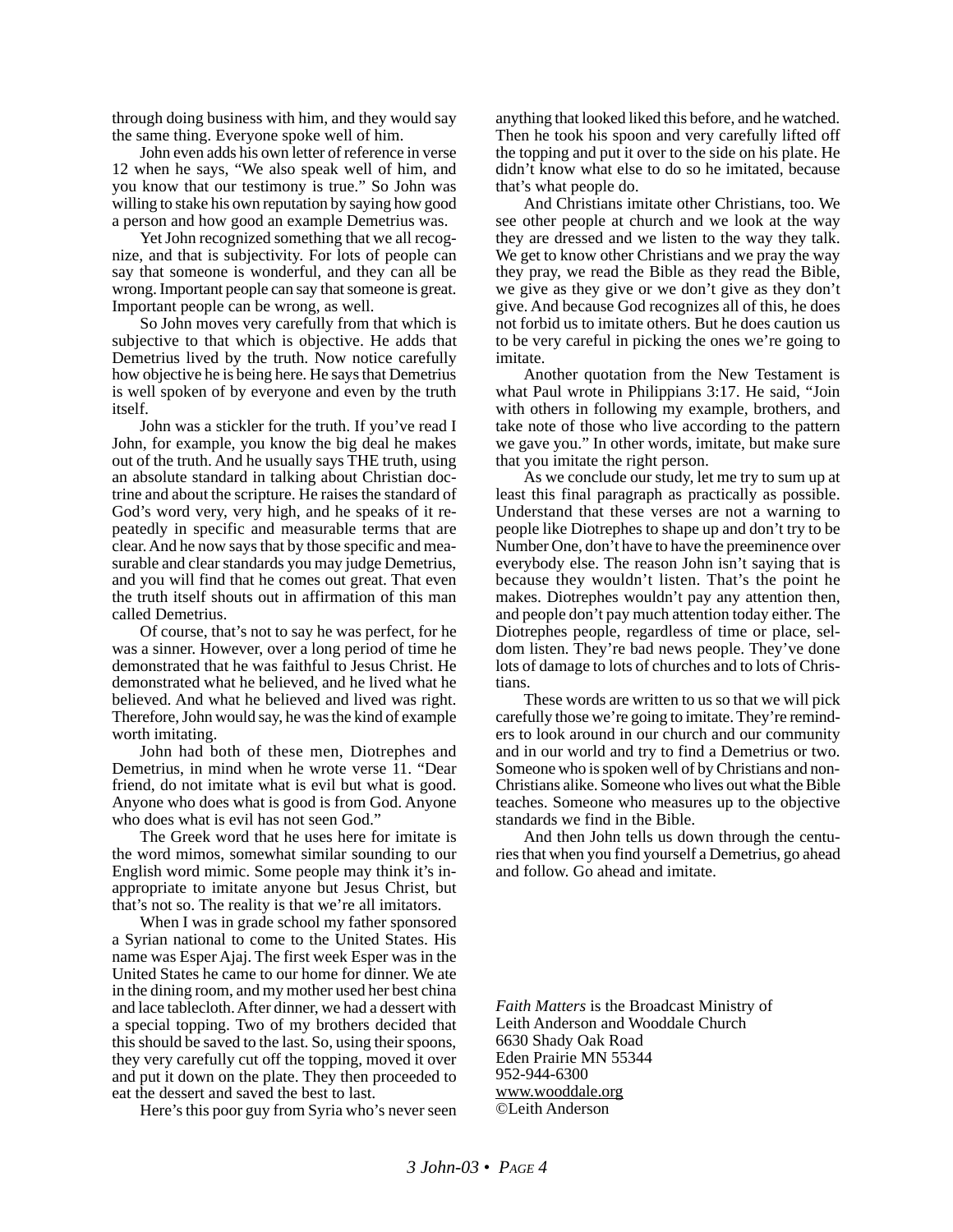through doing business with him, and they would say the same thing. Everyone spoke well of him.

John even adds his own letter of reference in verse 12 when he says, "We also speak well of him, and you know that our testimony is true." So John was willing to stake his own reputation by saying how good a person and how good an example Demetrius was.

Yet John recognized something that we all recognize, and that is subjectivity. For lots of people can say that someone is wonderful, and they can all be wrong. Important people can say that someone is great. Important people can be wrong, as well.

So John moves very carefully from that which is subjective to that which is objective. He adds that Demetrius lived by the truth. Now notice carefully how objective he is being here. He says that Demetrius is well spoken of by everyone and even by the truth itself.

John was a stickler for the truth. If you've read I John, for example, you know the big deal he makes out of the truth. And he usually says THE truth, using an absolute standard in talking about Christian doctrine and about the scripture. He raises the standard of God's word very, very high, and he speaks of it repeatedly in specific and measurable terms that are clear. And he now says that by those specific and measurable and clear standards you may judge Demetrius, and you will find that he comes out great. That even the truth itself shouts out in affirmation of this man called Demetrius.

Of course, that's not to say he was perfect, for he was a sinner. However, over a long period of time he demonstrated that he was faithful to Jesus Christ. He demonstrated what he believed, and he lived what he believed. And what he believed and lived was right. Therefore, John would say, he was the kind of example worth imitating.

John had both of these men, Diotrephes and Demetrius, in mind when he wrote verse 11. "Dear friend, do not imitate what is evil but what is good. Anyone who does what is good is from God. Anyone who does what is evil has not seen God."

The Greek word that he uses here for imitate is the word mimos, somewhat similar sounding to our English word mimic. Some people may think it's inappropriate to imitate anyone but Jesus Christ, but that's not so. The reality is that we're all imitators.

When I was in grade school my father sponsored a Syrian national to come to the United States. His name was Esper Ajaj. The first week Esper was in the United States he came to our home for dinner. We ate in the dining room, and my mother used her best china and lace tablecloth. After dinner, we had a dessert with a special topping. Two of my brothers decided that this should be saved to the last. So, using their spoons, they very carefully cut off the topping, moved it over and put it down on the plate. They then proceeded to eat the dessert and saved the best to last.

Here's this poor guy from Syria who's never seen anything that looked liked this before, and he watched. Then he took his spoon and very carefully lifted off the topping and put it over to the side on his plate. He didn't know what else to do so he imitated, because that's what people do.

And Christians imitate other Christians, too. We see other people at church and we look at the way they are dressed and we listen to the way they talk. We get to know other Christians and we pray the way they pray, we read the Bible as they read the Bible, we give as they give or we don't give as they don't give. And because God recognizes all of this, he does not forbid us to imitate others. But he does caution us to be very careful in picking the ones we're going to imitate.

Another quotation from the New Testament is what Paul wrote in Philippians 3:17. He said, "Join with others in following my example, brothers, and take note of those who live according to the pattern we gave you." In other words, imitate, but make sure that you imitate the right person.

As we conclude our study, let me try to sum up at least this final paragraph as practically as possible. Understand that these verses are not a warning to people like Diotrephes to shape up and don't try to be Number One, don't have to have the preeminence over everybody else. The reason John isn't saying that is because they wouldn't listen. That's the point he makes. Diotrephes wouldn't pay any attention then, and people don't pay much attention today either. The Diotrephes people, regardless of time or place, seldom listen. They're bad news people. They've done lots of damage to lots of churches and to lots of Christians.

These words are written to us so that we will pick carefully those we're going to imitate. They're reminders to look around in our church and our community and in our world and try to find a Demetrius or two. Someone who is spoken well of by Christians and non-Christians alike. Someone who lives out what the Bible teaches. Someone who measures up to the objective standards we find in the Bible.

And then John tells us down through the centuries that when you find yourself a Demetrius, go ahead and follow. Go ahead and imitate.

*Faith Matters* is the Broadcast Ministry of
Leith Anderson and Wooddale Church
6630 Shady Oak Road
Eden Prairie MN 55344
952-944-6300
www.wooddale.org
©Leith Anderson